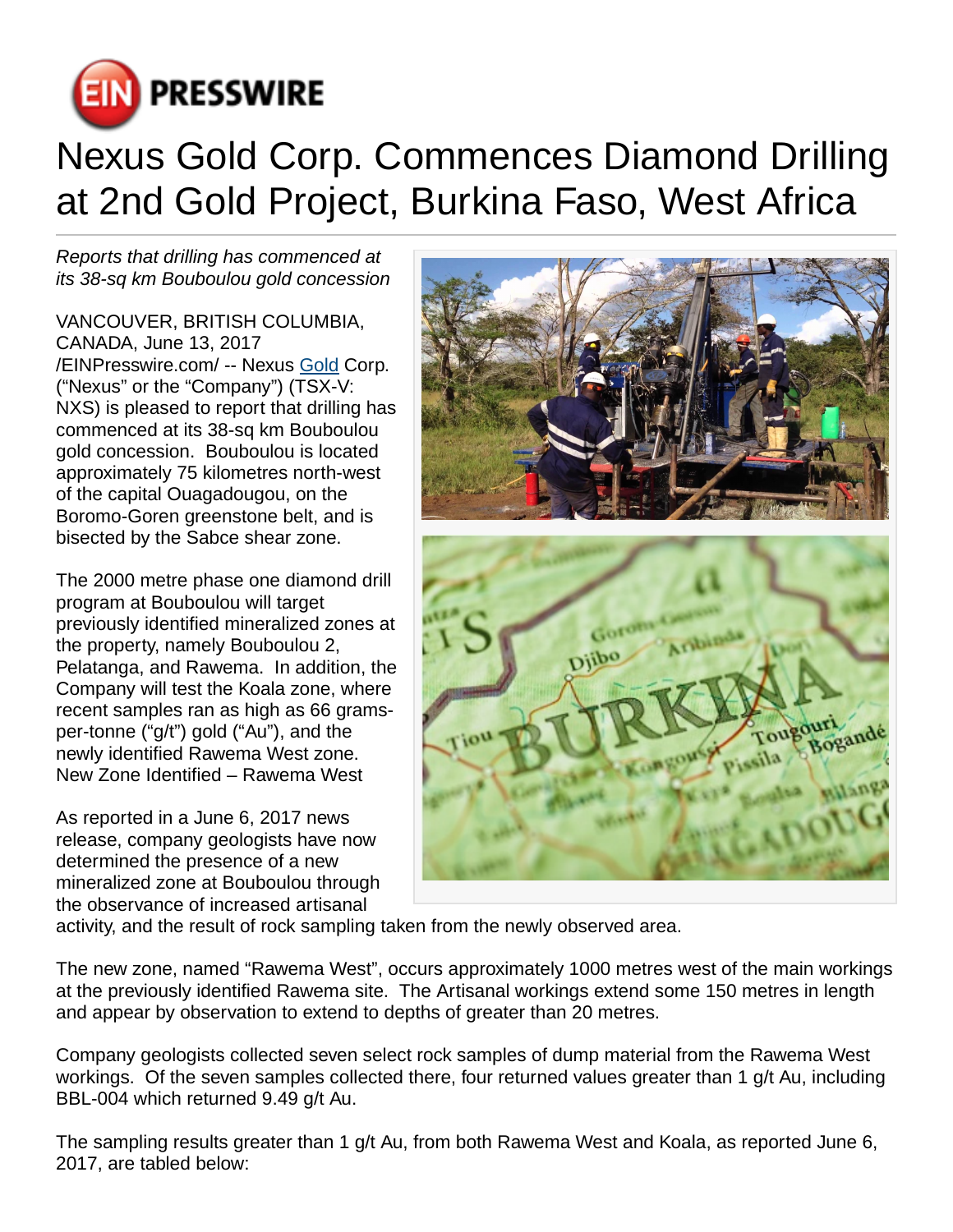# Nexus Gold Corp. Commences Diamond Drilling at 2nd Gold Project, Burkina Faso, West Africa

*Reports that drilling has commenced at its 38-sq km Bouboulou gold concession*

VANCOUVER, BRITISH COLUMBIA, CANADA, June 13, 2017 /EINPresswire.com/ -- Nexus Gold Corp. ("Nexus" or the "Company") (TSX-V: NXS) is pleased to report that drilling has commenced at its 38-sq km Bouboulou gold concession. Bouboulou is located approximately 75 kilometres north-west of the capital Ouagadougou, on the Boromo-Goren greenstone belt, and is bisected by the Sabce shear zone.

The 2000 metre phase one diamond drill program at Bouboulou will target previously identified mineralized zones at the property, namely Bouboulou 2, Pelatanga, and Rawema. In addition, the Company will test the Koala zone, where recent samples ran as high as 66 grams-per-tonne ("g/t") gold ("Au"), and the newly identified Rawema West zone.

New Zone Identified – Rawema West

As reported in a June 6, 2017 news release, company geologists have now determined the presence of a new mineralized zone at Bouboulou through the observance of increased artisanal activity, and the result of rock sampling taken from the newly observed area.

The new zone, named "Rawema West", occurs approximately 1000 metres west of the main workings at the previously identified Rawema site. The Artisanal workings extend some 150 metres in length and appear by observation to extend to depths of greater than 20 metres.

Company geologists collected seven select rock samples of dump material from the Rawema West workings. Of the seven samples collected there, four returned values greater than 1 g/t Au, including BBL-004 which returned 9.49 g/t Au.

The sampling results greater than 1 g/t Au, from both Rawema West and Koala, as reported June 6, 2017, are tabled below: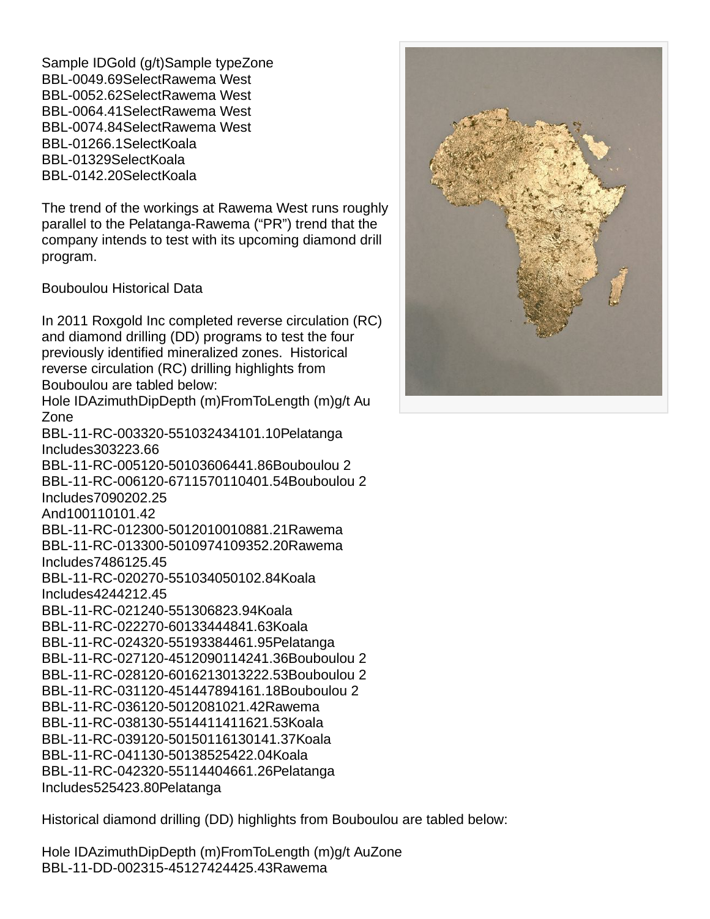| Sample ID | Gold (g/t) | Sample type | Zone |
|---|---|---|---|
| BBL-004 | 9.69 | Select | Rawema West |
| BBL-005 | 2.62 | Select | Rawema West |
| BBL-006 | 4.41 | Select | Rawema West |
| BBL-007 | 4.84 | Select | Rawema West |
| BBL-012 | 66.1 | Select | Koala |
| BBL-013 | 29 | Select | Koala |
| BBL-014 | 2.20 | Select | Koala |

The trend of the workings at Rawema West runs roughly parallel to the Pelatanga-Rawema ("PR") trend that the company intends to test with its upcoming diamond drill program.

## Bouboulou Historical Data

In 2011 Roxgold Inc completed reverse circulation (RC) and diamond drilling (DD) programs to test the four previously identified mineralized zones. Historical reverse circulation (RC) drilling highlights from Bouboulou are tabled below:

| Hole ID | Azimuth | Dip | Depth (m) | From | To | Length (m) | g/t Au | Zone |
|---|---|---|---|---|---|---|---|---|
| BBL-11-RC-003 | 320 | -55 | 103 | 24 | 34 | 10 | 1.10 | Pelatanga |
| Includes | | | | 30 | 32 | 2 | 3.66 | |
| BBL-11-RC-005 | 120 | -50 | 103 | 60 | 64 | 4 | 1.86 | Bouboulou 2 |
| BBL-11-RC-006 | 120 | -67 | 115 | 70 | 110 | 40 | 1.54 | Bouboulou 2 |
| Includes | | | | 70 | 90 | 20 | 2.25 | |
| And | | | | 100 | 110 | 10 | 1.42 | |
| BBL-11-RC-012 | 300 | -50 | 120 | 100 | 108 | 8 | 1.21 | Rawema |
| BBL-11-RC-013 | 300 | -50 | 109 | 74 | 109 | 35 | 2.20 | Rawema |
| Includes | | | | 74 | 86 | 12 | 5.45 | |
| BBL-11-RC-020 | 270 | -55 | 103 | 40 | 50 | 10 | 2.84 | Koala |
| Includes | | | | 42 | 44 | 2 | 12.45 | |
| BBL-11-RC-021 | 240 | -55 | 130 | 6 | 8 | 2 | 3.94 | Koala |
| BBL-11-RC-022 | 270 | -60 | 133 | 44 | 48 | 4 | 1.63 | Koala |
| BBL-11-RC-024 | 320 | -55 | 193 | 38 | 44 | 6 | 1.95 | Pelatanga |
| BBL-11-RC-027 | 120 | -45 | 120 | 90 | 114 | 24 | 1.36 | Bouboulou 2 |
| BBL-11-RC-028 | 120 | -60 | 162 | 130 | 132 | 2 | 2.53 | Bouboulou 2 |
| BBL-11-RC-031 | 120 | -45 | 144 | 78 | 94 | 16 | 1.18 | Bouboulou 2 |
| BBL-11-RC-036 | 120 | -50 | 120 | 8 | 10 | 2 | 1.42 | Rawema |
| BBL-11-RC-038 | 130 | -55 | 144 | 114 | 116 | 2 | 1.53 | Koala |
| BBL-11-RC-039 | 120 | -50 | 150 | 116 | 130 | 14 | 1.37 | Koala |
| BBL-11-RC-041 | 130 | -50 | 138 | 52 | 54 | 2 | 2.04 | Koala |
| BBL-11-RC-042 | 320 | -55 | 114 | 40 | 46 | 6 | 1.26 | Pelatanga |
| Includes | | | | 52 | 54 | 2 | 3.80 | Pelatanga |

Historical diamond drilling (DD) highlights from Bouboulou are tabled below:

| Hole ID | Azimuth | Dip | Depth (m) | From | To | Length (m) | g/t Au | Zone |
|---|---|---|---|---|---|---|---|---|
| BBL-11-DD-002 | 315 | -45 | 127 | 42 | 44 | 2 | 5.43 | Rawema |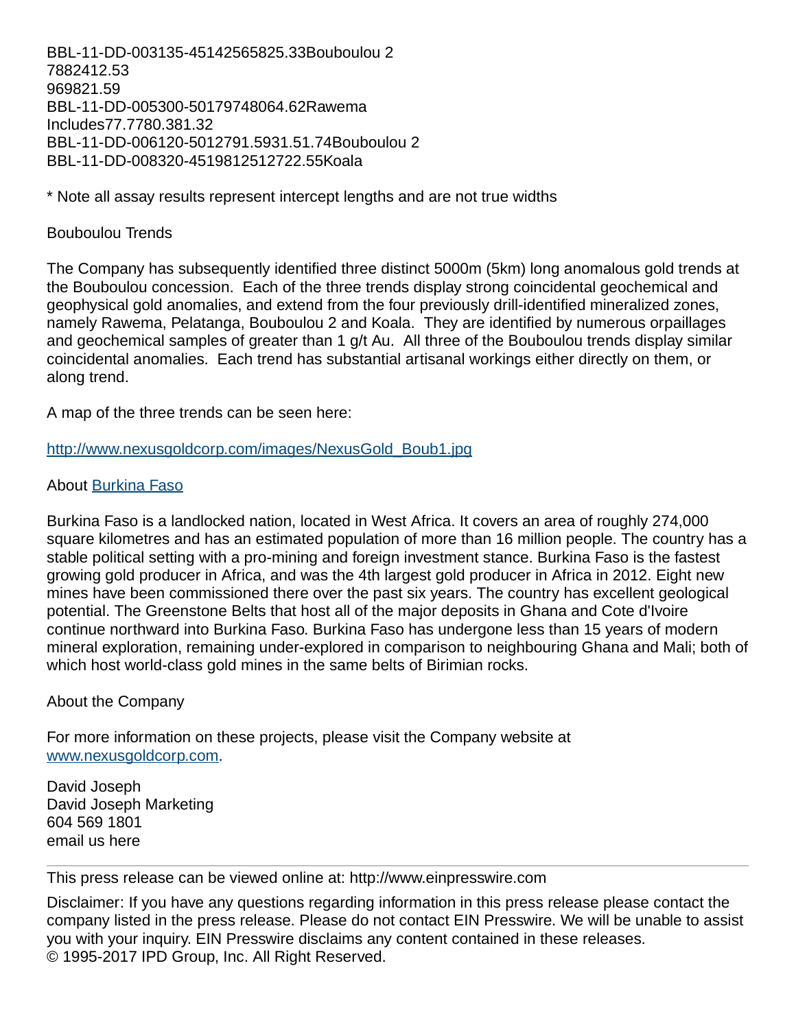BBL-11-DD-003135-45142565825.33Bouboulou 2
7882412.53
969821.59
BBL-11-DD-005300-50179748064.62Rawema
Includes77.7780.381.32
BBL-11-DD-006120-5012791.5931.51.74Bouboulou 2
BBL-11-DD-008320-4519812512722.55Koala

* Note all assay results represent intercept lengths and are not true widths

Bouboulou Trends

The Company has subsequently identified three distinct 5000m (5km) long anomalous gold trends at the Bouboulou concession. Each of the three trends display strong coincidental geochemical and geophysical gold anomalies, and extend from the four previously drill-identified mineralized zones, namely Rawema, Pelatanga, Bouboulou 2 and Koala. They are identified by numerous orpaillages and geochemical samples of greater than 1 g/t Au. All three of the Bouboulou trends display similar coincidental anomalies. Each trend has substantial artisanal workings either directly on them, or along trend.

A map of the three trends can be seen here:

http://www.nexusgoldcorp.com/images/NexusGold_Boub1.jpg

About Burkina Faso

Burkina Faso is a landlocked nation, located in West Africa. It covers an area of roughly 274,000 square kilometres and has an estimated population of more than 16 million people. The country has a stable political setting with a pro-mining and foreign investment stance. Burkina Faso is the fastest growing gold producer in Africa, and was the 4th largest gold producer in Africa in 2012. Eight new mines have been commissioned there over the past six years. The country has excellent geological potential. The Greenstone Belts that host all of the major deposits in Ghana and Cote d'Ivoire continue northward into Burkina Faso. Burkina Faso has undergone less than 15 years of modern mineral exploration, remaining under-explored in comparison to neighbouring Ghana and Mali; both of which host world-class gold mines in the same belts of Birimian rocks.

About the Company

For more information on these projects, please visit the Company website at www.nexusgoldcorp.com.

David Joseph
David Joseph Marketing
604 569 1801
email us here

---

This press release can be viewed online at: http://www.einpresswire.com

Disclaimer: If you have any questions regarding information in this press release please contact the company listed in the press release. Please do not contact EIN Presswire. We will be unable to assist you with your inquiry. EIN Presswire disclaims any content contained in these releases.
© 1995-2017 IPD Group, Inc. All Right Reserved.